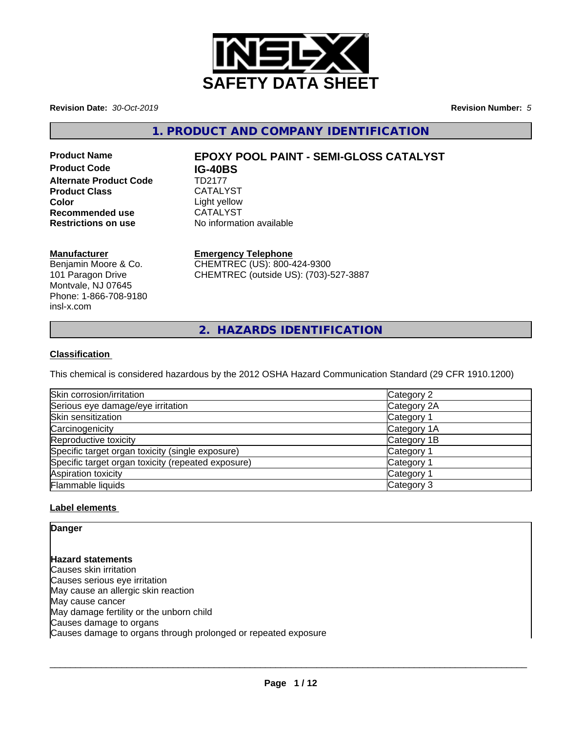# SAFETY DATA SHEET

**Revision Date:** *30-Oct-2019* **Revision Number:** *5*

## 1. PRODUCT AND COMPANY IDENTIFICATION

| | |
|---|---|
| **Product Name** | **EPOXY POOL PAINT - SEMI-GLOSS CATALYST** |
| **Product Code** | **IG-40BS** |
| **Alternate Product Code** | TD2177 |
| **Product Class** | CATALYST |
| **Color** | Light yellow |
| **Recommended use** | CATALYST |
| **Restrictions on use** | No information available |

**Manufacturer**
Benjamin Moore & Co.
101 Paragon Drive
Montvale, NJ 07645
Phone: 1-866-708-9180
insl-x.com

**Emergency Telephone**
CHEMTREC (US): 800-424-9300
CHEMTREC (outside US): (703)-527-3887

## 2. HAZARDS IDENTIFICATION

**Classification**

This chemical is considered hazardous by the 2012 OSHA Hazard Communication Standard (29 CFR 1910.1200)

| | |
|---|---|
| Skin corrosion/irritation | Category 2 |
| Serious eye damage/eye irritation | Category 2A |
| Skin sensitization | Category 1 |
| Carcinogenicity | Category 1A |
| Reproductive toxicity | Category 1B |
| Specific target organ toxicity (single exposure) | Category 1 |
| Specific target organ toxicity (repeated exposure) | Category 1 |
| Aspiration toxicity | Category 1 |
| Flammable liquids | Category 3 |

**Label elements**

**Danger**

**Hazard statements**
Causes skin irritation
Causes serious eye irritation
May cause an allergic skin reaction
May cause cancer
May damage fertility or the unborn child
Causes damage to organs
Causes damage to organs through prolonged or repeated exposure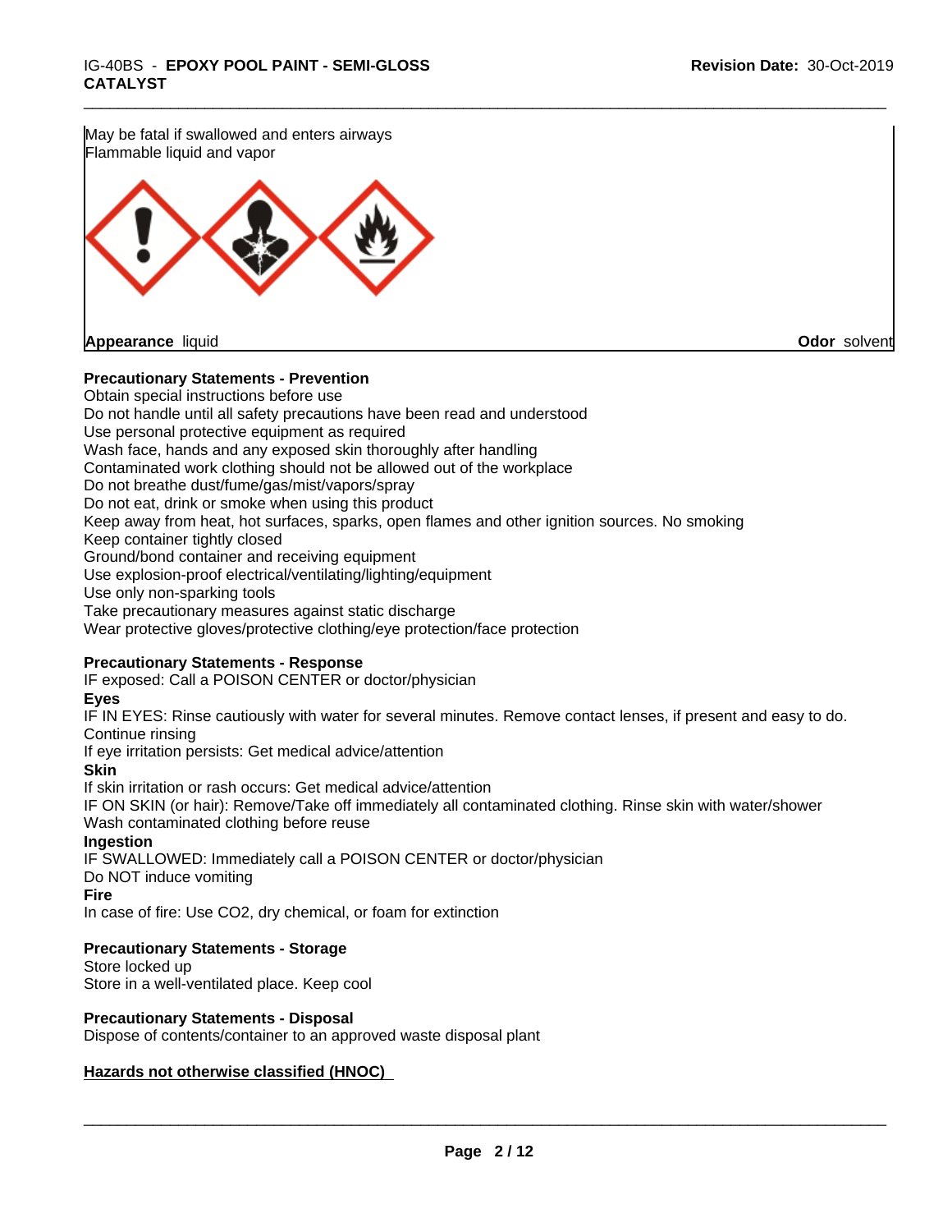May be fatal if swallowed and enters airways
Flammable liquid and vapor

**Appearance** liquid **Odor** solvent

**Precautionary Statements - Prevention**

Obtain special instructions before use
Do not handle until all safety precautions have been read and understood
Use personal protective equipment as required
Wash face, hands and any exposed skin thoroughly after handling
Contaminated work clothing should not be allowed out of the workplace
Do not breathe dust/fume/gas/mist/vapors/spray
Do not eat, drink or smoke when using this product
Keep away from heat, hot surfaces, sparks, open flames and other ignition sources. No smoking
Keep container tightly closed
Ground/bond container and receiving equipment
Use explosion-proof electrical/ventilating/lighting/equipment
Use only non-sparking tools
Take precautionary measures against static discharge
Wear protective gloves/protective clothing/eye protection/face protection

**Precautionary Statements - Response**

IF exposed: Call a POISON CENTER or doctor/physician

**Eyes**

IF IN EYES: Rinse cautiously with water for several minutes. Remove contact lenses, if present and easy to do. Continue rinsing
If eye irritation persists: Get medical advice/attention

**Skin**

If skin irritation or rash occurs: Get medical advice/attention
IF ON SKIN (or hair): Remove/Take off immediately all contaminated clothing. Rinse skin with water/shower
Wash contaminated clothing before reuse

**Ingestion**

IF SWALLOWED: Immediately call a POISON CENTER or doctor/physician
Do NOT induce vomiting

**Fire**

In case of fire: Use CO2, dry chemical, or foam for extinction

**Precautionary Statements - Storage**

Store locked up
Store in a well-ventilated place. Keep cool

**Precautionary Statements - Disposal**

Dispose of contents/container to an approved waste disposal plant

**Hazards not otherwise classified (HNOC)**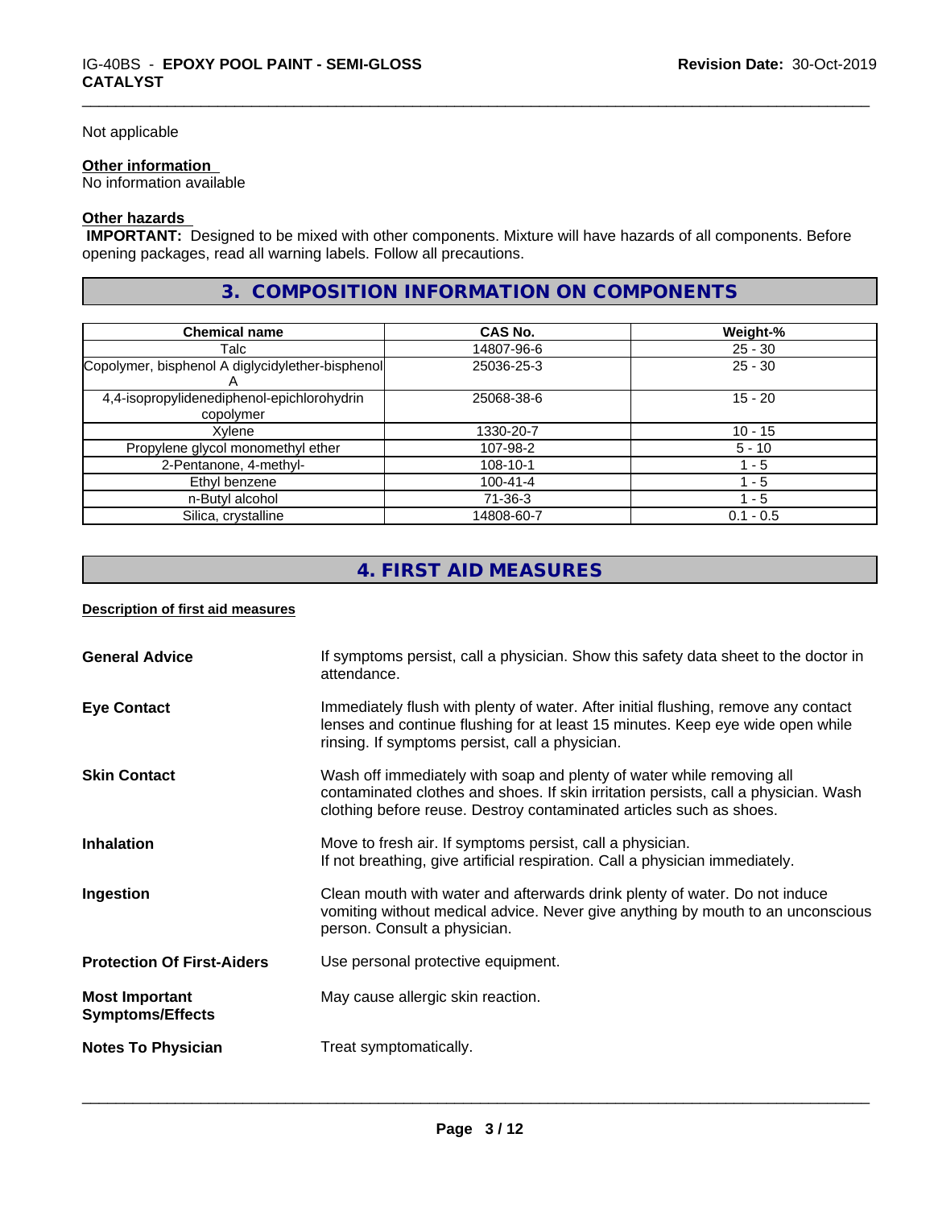Not applicable

**Other information**
No information available

**Other hazards**
**IMPORTANT:** Designed to be mixed with other components. Mixture will have hazards of all components. Before opening packages, read all warning labels. Follow all precautions.

## 3. COMPOSITION INFORMATION ON COMPONENTS

| Chemical name | CAS No. | Weight-% |
|---|---|---|
| Talc | 14807-96-6 | 25 - 30 |
| Copolymer, bisphenol A diglycidylether-bisphenol A | 25036-25-3 | 25 - 30 |
| 4,4-isopropylidenediphenol-epichlorohydrin copolymer | 25068-38-6 | 15 - 20 |
| Xylene | 1330-20-7 | 10 - 15 |
| Propylene glycol monomethyl ether | 107-98-2 | 5 - 10 |
| 2-Pentanone, 4-methyl- | 108-10-1 | 1 - 5 |
| Ethyl benzene | 100-41-4 | 1 - 5 |
| n-Butyl alcohol | 71-36-3 | 1 - 5 |
| Silica, crystalline | 14808-60-7 | 0.1 - 0.5 |

## 4. FIRST AID MEASURES

**Description of first aid measures**

**General Advice**
If symptoms persist, call a physician. Show this safety data sheet to the doctor in attendance.

**Eye Contact**
Immediately flush with plenty of water. After initial flushing, remove any contact lenses and continue flushing for at least 15 minutes. Keep eye wide open while rinsing. If symptoms persist, call a physician.

**Skin Contact**
Wash off immediately with soap and plenty of water while removing all contaminated clothes and shoes. If skin irritation persists, call a physician. Wash clothing before reuse. Destroy contaminated articles such as shoes.

**Inhalation**
Move to fresh air. If symptoms persist, call a physician.
If not breathing, give artificial respiration. Call a physician immediately.

**Ingestion**
Clean mouth with water and afterwards drink plenty of water. Do not induce vomiting without medical advice. Never give anything by mouth to an unconscious person. Consult a physician.

**Protection Of First-Aiders**
Use personal protective equipment.

**Most Important Symptoms/Effects**
May cause allergic skin reaction.

**Notes To Physician**
Treat symptomatically.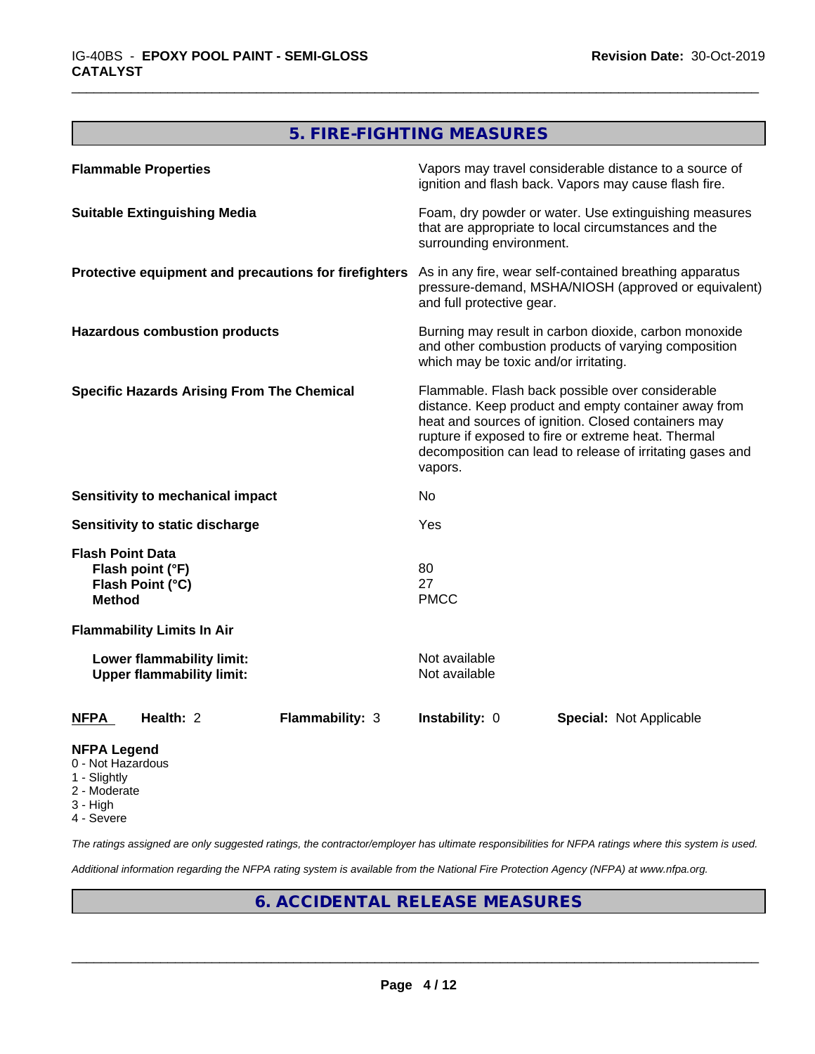## 5. FIRE-FIGHTING MEASURES

| | |
|---|---|
| **Flammable Properties** | Vapors may travel considerable distance to a source of ignition and flash back. Vapors may cause flash fire. |
| **Suitable Extinguishing Media** | Foam, dry powder or water. Use extinguishing measures that are appropriate to local circumstances and the surrounding environment. |
| **Protective equipment and precautions for firefighters** | As in any fire, wear self-contained breathing apparatus pressure-demand, MSHA/NIOSH (approved or equivalent) and full protective gear. |
| **Hazardous combustion products** | Burning may result in carbon dioxide, carbon monoxide and other combustion products of varying composition which may be toxic and/or irritating. |
| **Specific Hazards Arising From The Chemical** | Flammable. Flash back possible over considerable distance. Keep product and empty container away from heat and sources of ignition. Closed containers may rupture if exposed to fire or extreme heat. Thermal decomposition can lead to release of irritating gases and vapors. |
| **Sensitivity to mechanical impact** | No |
| **Sensitivity to static discharge** | Yes |

**Flash Point Data**

| | |
|---|---|
| **Flash point (°F)** | 80 |
| **Flash Point (°C)** | 27 |
| **Method** | PMCC |

**Flammability Limits In Air**

| | |
|---|---|
| **Lower flammability limit:** | Not available |
| **Upper flammability limit:** | Not available |

| **NFPA** | **Health:** 2 | **Flammability:** 3 | **Instability:** 0 | **Special:** Not Applicable |
|---|---|---|---|---|

**NFPA Legend**
- 0 - Not Hazardous
- 1 - Slightly
- 2 - Moderate
- 3 - High
- 4 - Severe

*The ratings assigned are only suggested ratings, the contractor/employer has ultimate responsibilities for NFPA ratings where this system is used.*

*Additional information regarding the NFPA rating system is available from the National Fire Protection Agency (NFPA) at www.nfpa.org.*

## 6. ACCIDENTAL RELEASE MEASURES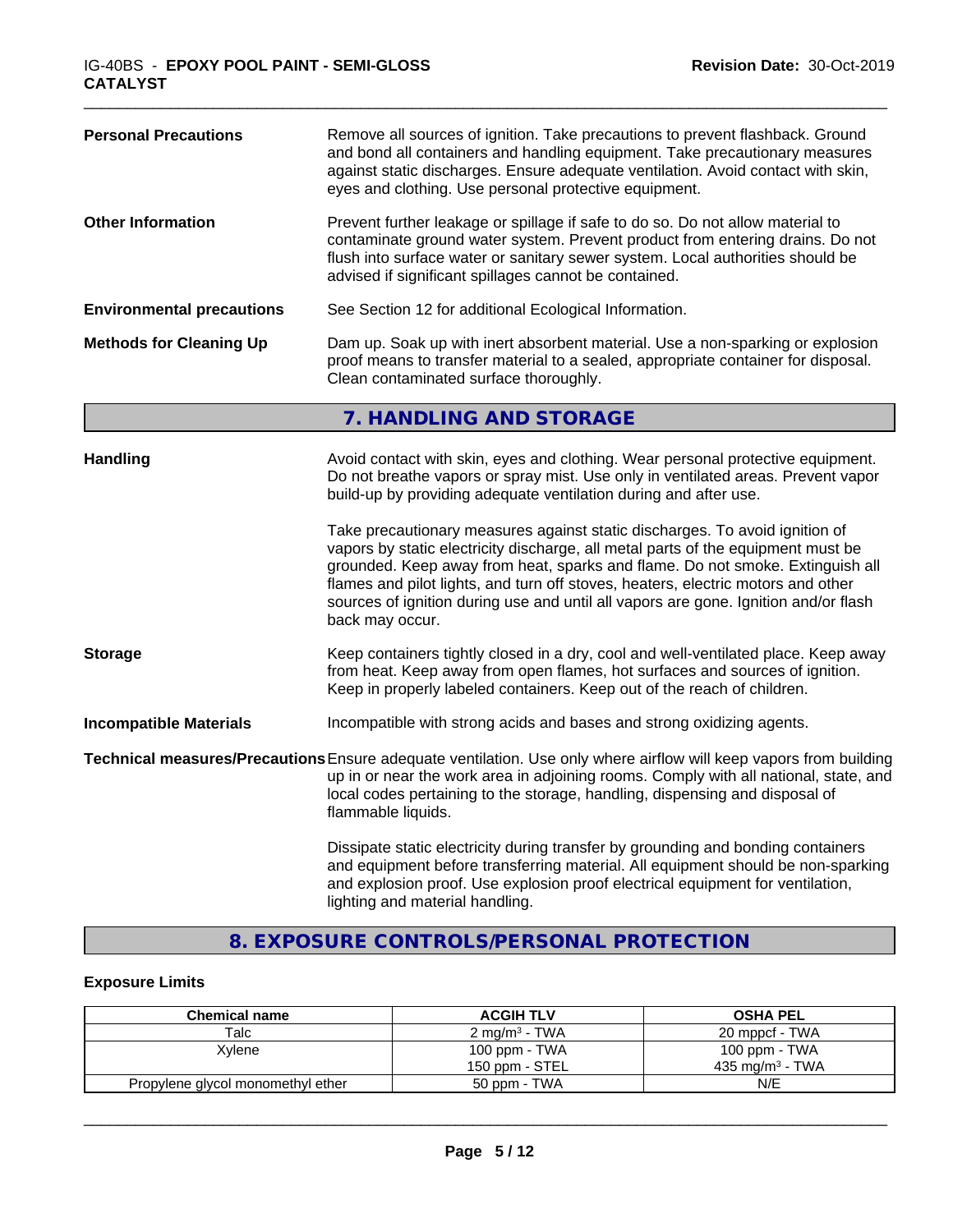**Personal Precautions** — Remove all sources of ignition. Take precautions to prevent flashback. Ground and bond all containers and handling equipment. Take precautionary measures against static discharges. Ensure adequate ventilation. Avoid contact with skin, eyes and clothing. Use personal protective equipment.

**Other Information** — Prevent further leakage or spillage if safe to do so. Do not allow material to contaminate ground water system. Prevent product from entering drains. Do not flush into surface water or sanitary sewer system. Local authorities should be advised if significant spillages cannot be contained.

**Environmental precautions** — See Section 12 for additional Ecological Information.

**Methods for Cleaning Up** — Dam up. Soak up with inert absorbent material. Use a non-sparking or explosion proof means to transfer material to a sealed, appropriate container for disposal. Clean contaminated surface thoroughly.

## 7. HANDLING AND STORAGE

**Handling** — Avoid contact with skin, eyes and clothing. Wear personal protective equipment. Do not breathe vapors or spray mist. Use only in ventilated areas. Prevent vapor build-up by providing adequate ventilation during and after use.

Take precautionary measures against static discharges. To avoid ignition of vapors by static electricity discharge, all metal parts of the equipment must be grounded. Keep away from heat, sparks and flame. Do not smoke. Extinguish all flames and pilot lights, and turn off stoves, heaters, electric motors and other sources of ignition during use and until all vapors are gone. Ignition and/or flash back may occur.

**Storage** — Keep containers tightly closed in a dry, cool and well-ventilated place. Keep away from heat. Keep away from open flames, hot surfaces and sources of ignition. Keep in properly labeled containers. Keep out of the reach of children.

**Incompatible Materials** — Incompatible with strong acids and bases and strong oxidizing agents.

**Technical measures/Precautions** — Ensure adequate ventilation. Use only where airflow will keep vapors from building up in or near the work area in adjoining rooms. Comply with all national, state, and local codes pertaining to the storage, handling, dispensing and disposal of flammable liquids.

Dissipate static electricity during transfer by grounding and bonding containers and equipment before transferring material. All equipment should be non-sparking and explosion proof. Use explosion proof electrical equipment for ventilation, lighting and material handling.

## 8. EXPOSURE CONTROLS/PERSONAL PROTECTION

### Exposure Limits

| Chemical name | ACGIH TLV | OSHA PEL |
|---|---|---|
| Talc | 2 mg/m³ - TWA | 20 mppcf - TWA |
| Xylene | 100 ppm - TWA<br>150 ppm - STEL | 100 ppm - TWA<br>435 mg/m³ - TWA |
| Propylene glycol monomethyl ether | 50 ppm - TWA | N/E |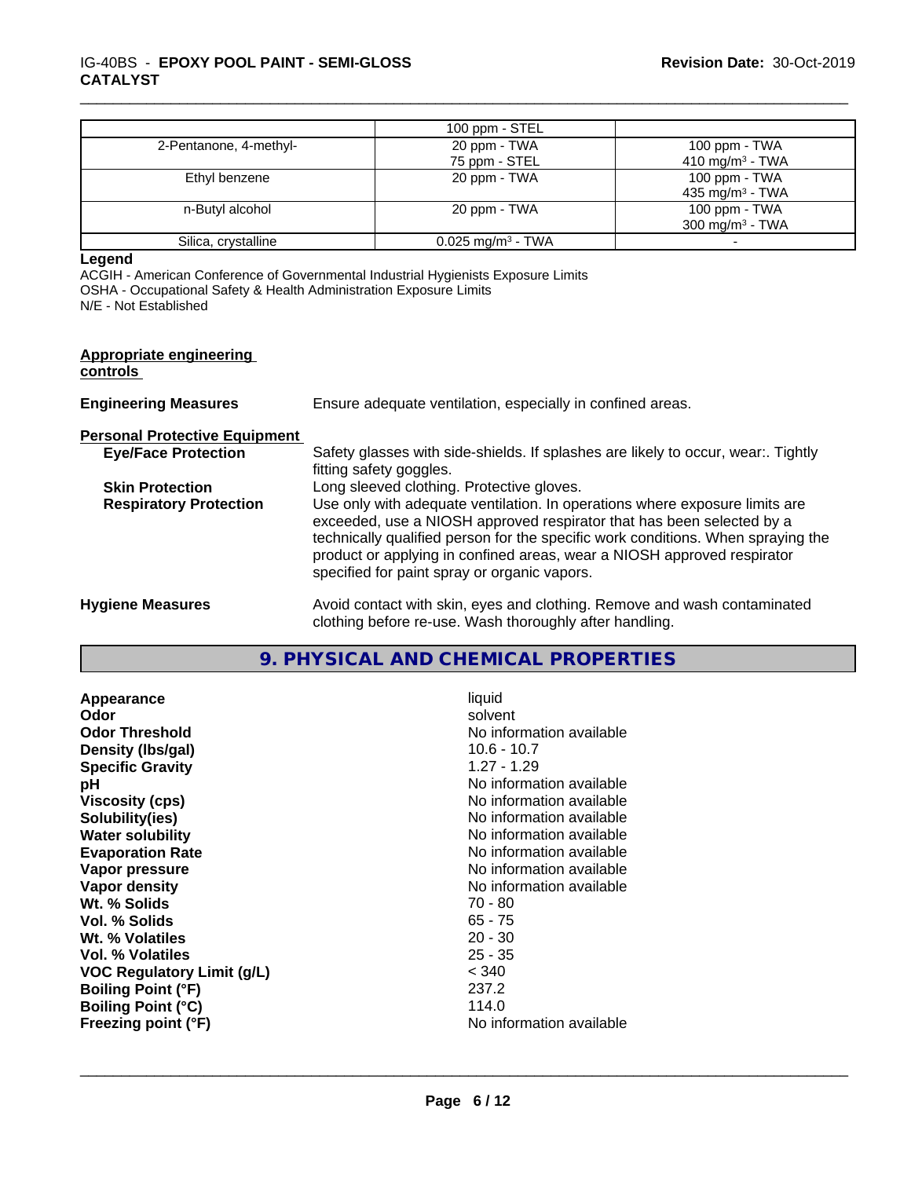|  | 100 ppm - STEL |  |
|---|---|---|
| 2-Pentanone, 4-methyl- | 20 ppm - TWA<br>75 ppm - STEL | 100 ppm - TWA<br>410 mg/m³ - TWA |
| Ethyl benzene | 20 ppm - TWA | 100 ppm - TWA<br>435 mg/m³ - TWA |
| n-Butyl alcohol | 20 ppm - TWA | 100 ppm - TWA<br>300 mg/m³ - TWA |
| Silica, crystalline | 0.025 mg/m³ - TWA | - |

**Legend**

ACGIH - American Conference of Governmental Industrial Hygienists Exposure Limits
OSHA - Occupational Safety & Health Administration Exposure Limits
N/E - Not Established

**Appropriate engineering controls**

**Engineering Measures** Ensure adequate ventilation, especially in confined areas.

**Personal Protective Equipment**

**Eye/Face Protection** Safety glasses with side-shields. If splashes are likely to occur, wear:. Tightly fitting safety goggles.

**Skin Protection** Long sleeved clothing. Protective gloves.

**Respiratory Protection** Use only with adequate ventilation. In operations where exposure limits are exceeded, use a NIOSH approved respirator that has been selected by a technically qualified person for the specific work conditions. When spraying the product or applying in confined areas, wear a NIOSH approved respirator specified for paint spray or organic vapors.

**Hygiene Measures** Avoid contact with skin, eyes and clothing. Remove and wash contaminated clothing before re-use. Wash thoroughly after handling.

## 9. PHYSICAL AND CHEMICAL PROPERTIES

| | |
|---|---|
| **Appearance** | liquid |
| **Odor** | solvent |
| **Odor Threshold** | No information available |
| **Density (lbs/gal)** | 10.6 - 10.7 |
| **Specific Gravity** | 1.27 - 1.29 |
| **pH** | No information available |
| **Viscosity (cps)** | No information available |
| **Solubility(ies)** | No information available |
| **Water solubility** | No information available |
| **Evaporation Rate** | No information available |
| **Vapor pressure** | No information available |
| **Vapor density** | No information available |
| **Wt. % Solids** | 70 - 80 |
| **Vol. % Solids** | 65 - 75 |
| **Wt. % Volatiles** | 20 - 30 |
| **Vol. % Volatiles** | 25 - 35 |
| **VOC Regulatory Limit (g/L)** | < 340 |
| **Boiling Point (°F)** | 237.2 |
| **Boiling Point (°C)** | 114.0 |
| **Freezing point (°F)** | No information available |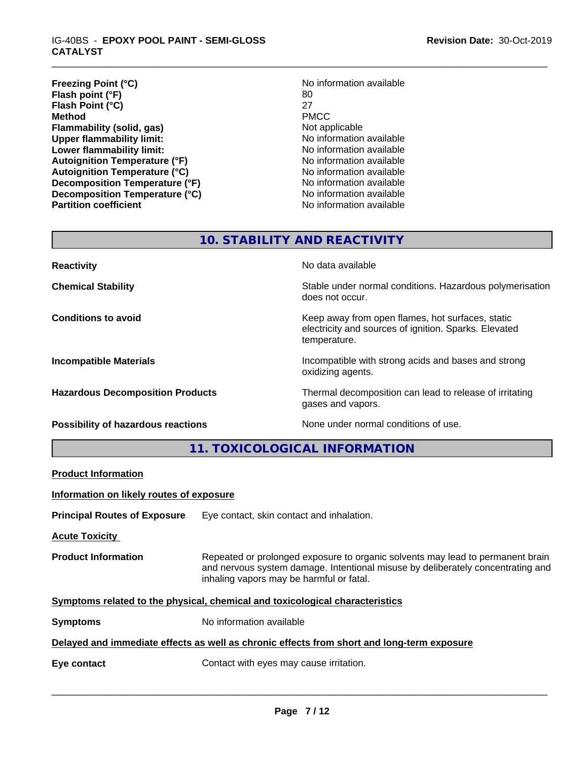| | |
|---|---|
| **Freezing Point (°C)** | No information available |
| **Flash point (°F)** | 80 |
| **Flash Point (°C)** | 27 |
| **Method** | PMCC |
| **Flammability (solid, gas)** | Not applicable |
| **Upper flammability limit:** | No information available |
| **Lower flammability limit:** | No information available |
| **Autoignition Temperature (°F)** | No information available |
| **Autoignition Temperature (°C)** | No information available |
| **Decomposition Temperature (°F)** | No information available |
| **Decomposition Temperature (°C)** | No information available |
| **Partition coefficient** | No information available |

## 10. STABILITY AND REACTIVITY

| | |
|---|---|
| **Reactivity** | No data available |
| **Chemical Stability** | Stable under normal conditions. Hazardous polymerisation does not occur. |
| **Conditions to avoid** | Keep away from open flames, hot surfaces, static electricity and sources of ignition. Sparks. Elevated temperature. |
| **Incompatible Materials** | Incompatible with strong acids and bases and strong oxidizing agents. |
| **Hazardous Decomposition Products** | Thermal decomposition can lead to release of irritating gases and vapors. |
| **Possibility of hazardous reactions** | None under normal conditions of use. |

## 11. TOXICOLOGICAL INFORMATION

**Product Information**

**Information on likely routes of exposure**

**Principal Routes of Exposure** Eye contact, skin contact and inhalation.

**Acute Toxicity**

**Product Information** Repeated or prolonged exposure to organic solvents may lead to permanent brain and nervous system damage. Intentional misuse by deliberately concentrating and inhaling vapors may be harmful or fatal.

**Symptoms related to the physical, chemical and toxicological characteristics**

**Symptoms** No information available

**Delayed and immediate effects as well as chronic effects from short and long-term exposure**

**Eye contact** Contact with eyes may cause irritation.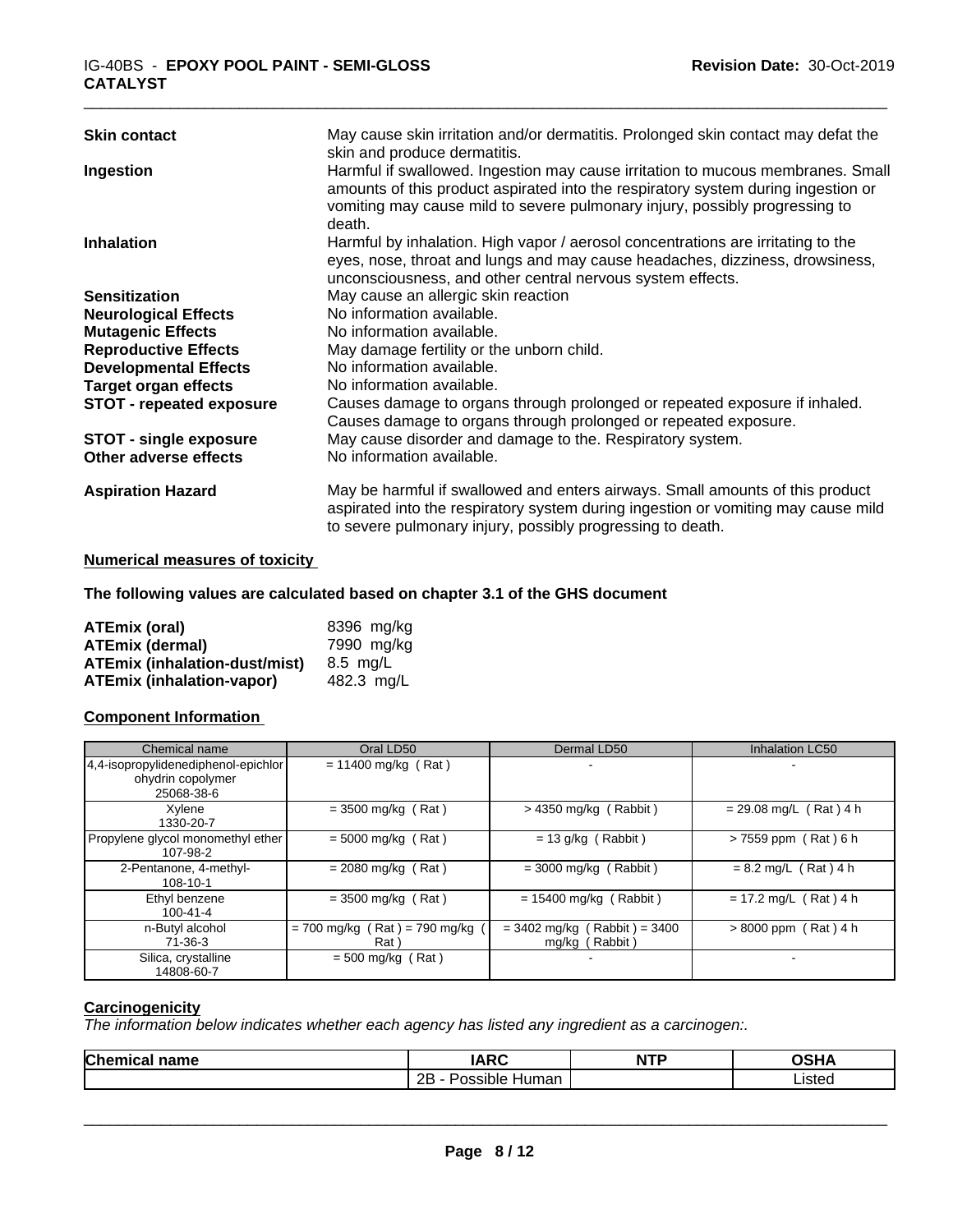| | |
|---|---|
| **Skin contact** | May cause skin irritation and/or dermatitis. Prolonged skin contact may defat the skin and produce dermatitis. |
| **Ingestion** | Harmful if swallowed. Ingestion may cause irritation to mucous membranes. Small amounts of this product aspirated into the respiratory system during ingestion or vomiting may cause mild to severe pulmonary injury, possibly progressing to death. |
| **Inhalation** | Harmful by inhalation. High vapor / aerosol concentrations are irritating to the eyes, nose, throat and lungs and may cause headaches, dizziness, drowsiness, unconsciousness, and other central nervous system effects. |
| **Sensitization** | May cause an allergic skin reaction |
| **Neurological Effects** | No information available. |
| **Mutagenic Effects** | No information available. |
| **Reproductive Effects** | May damage fertility or the unborn child. |
| **Developmental Effects** | No information available. |
| **Target organ effects** | No information available. |
| **STOT - repeated exposure** | Causes damage to organs through prolonged or repeated exposure if inhaled. Causes damage to organs through prolonged or repeated exposure. |
| **STOT - single exposure** | May cause disorder and damage to the. Respiratory system. |
| **Other adverse effects** | No information available. |
| **Aspiration Hazard** | May be harmful if swallowed and enters airways. Small amounts of this product aspirated into the respiratory system during ingestion or vomiting may cause mild to severe pulmonary injury, possibly progressing to death. |

**Numerical measures of toxicity**

**The following values are calculated based on chapter 3.1 of the GHS document**

| | |
|---|---|
| **ATEmix (oral)** | 8396 mg/kg |
| **ATEmix (dermal)** | 7990 mg/kg |
| **ATEmix (inhalation-dust/mist)** | 8.5 mg/L |
| **ATEmix (inhalation-vapor)** | 482.3 mg/L |

**Component Information**

| Chemical name | Oral LD50 | Dermal LD50 | Inhalation LC50 |
|---|---|---|---|
| 4,4-isopropylidenediphenol-epichlorohydrin copolymer 25068-38-6 | = 11400 mg/kg ( Rat ) | - | - |
| Xylene 1330-20-7 | = 3500 mg/kg ( Rat ) | > 4350 mg/kg ( Rabbit ) | = 29.08 mg/L ( Rat ) 4 h |
| Propylene glycol monomethyl ether 107-98-2 | = 5000 mg/kg ( Rat ) | = 13 g/kg ( Rabbit ) | > 7559 ppm ( Rat ) 6 h |
| 2-Pentanone, 4-methyl- 108-10-1 | = 2080 mg/kg ( Rat ) | = 3000 mg/kg ( Rabbit ) | = 8.2 mg/L ( Rat ) 4 h |
| Ethyl benzene 100-41-4 | = 3500 mg/kg ( Rat ) | = 15400 mg/kg ( Rabbit ) | = 17.2 mg/L ( Rat ) 4 h |
| n-Butyl alcohol 71-36-3 | = 700 mg/kg ( Rat ) = 790 mg/kg ( Rat ) | = 3402 mg/kg ( Rabbit ) = 3400 mg/kg ( Rabbit ) | > 8000 ppm ( Rat ) 4 h |
| Silica, crystalline 14808-60-7 | = 500 mg/kg ( Rat ) | - | - |

**Carcinogenicity**

*The information below indicates whether each agency has listed any ingredient as a carcinogen:.*

| Chemical name | IARC | NTP | OSHA |
|---|---|---|---|
| | 2B - Possible Human | | Listed |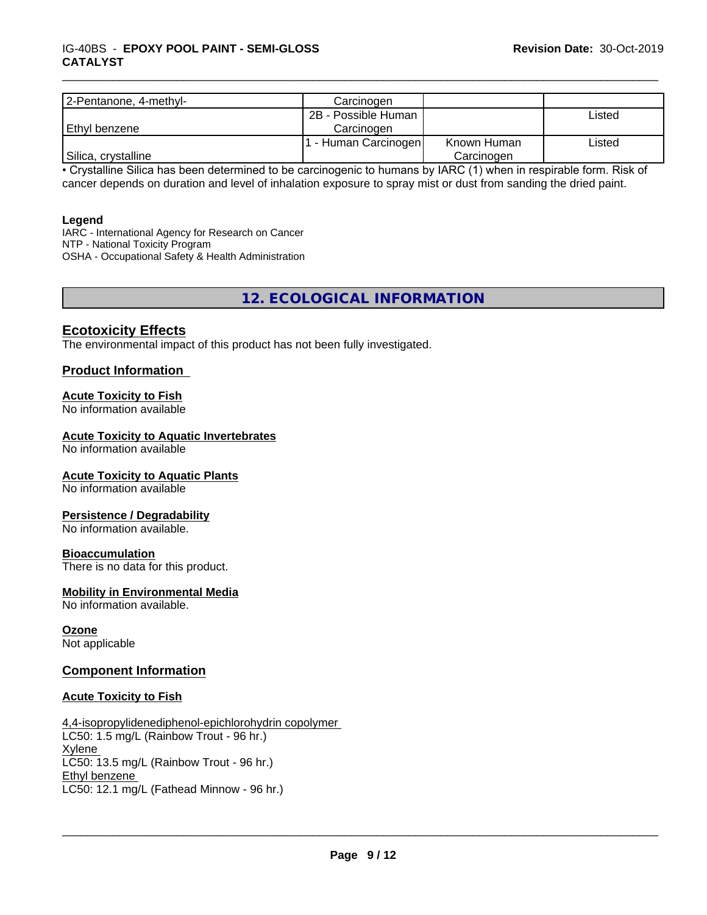| | | | |
|---|---|---|---|
| 2-Pentanone, 4-methyl- | Carcinogen | | |
| Ethyl benzene | 2B - Possible Human Carcinogen | | Listed |
| Silica, crystalline | 1 - Human Carcinogen | Known Human Carcinogen | Listed |

• Crystalline Silica has been determined to be carcinogenic to humans by IARC (1) when in respirable form. Risk of cancer depends on duration and level of inhalation exposure to spray mist or dust from sanding the dried paint.

**Legend**

IARC - International Agency for Research on Cancer
NTP - National Toxicity Program
OSHA - Occupational Safety & Health Administration

## 12. ECOLOGICAL INFORMATION

### Ecotoxicity Effects

The environmental impact of this product has not been fully investigated.

### Product Information

**Acute Toxicity to Fish**
No information available

**Acute Toxicity to Aquatic Invertebrates**
No information available

**Acute Toxicity to Aquatic Plants**
No information available

**Persistence / Degradability**
No information available.

**Bioaccumulation**
There is no data for this product.

**Mobility in Environmental Media**
No information available.

**Ozone**
Not applicable

### Component Information

**Acute Toxicity to Fish**

4,4-isopropylidenediphenol-epichlorohydrin copolymer
LC50: 1.5 mg/L (Rainbow Trout - 96 hr.)
Xylene
LC50: 13.5 mg/L (Rainbow Trout - 96 hr.)
Ethyl benzene
LC50: 12.1 mg/L (Fathead Minnow - 96 hr.)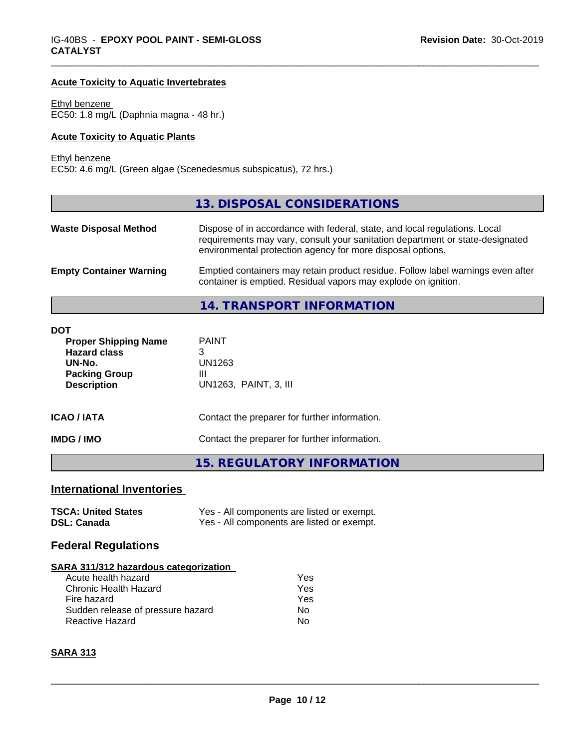### Acute Toxicity to Aquatic Invertebrates

Ethyl benzene
EC50: 1.8 mg/L (Daphnia magna - 48 hr.)

### Acute Toxicity to Aquatic Plants

Ethyl benzene
EC50: 4.6 mg/L (Green algae (Scenedesmus subspicatus), 72 hrs.)

## 13. DISPOSAL CONSIDERATIONS

**Waste Disposal Method** Dispose of in accordance with federal, state, and local regulations. Local requirements may vary, consult your sanitation department or state-designated environmental protection agency for more disposal options.

**Empty Container Warning** Emptied containers may retain product residue. Follow label warnings even after container is emptied. Residual vapors may explode on ignition.

## 14. TRANSPORT INFORMATION

**DOT**

| | |
|---|---|
| **Proper Shipping Name** | PAINT |
| **Hazard class** | 3 |
| **UN-No.** | UN1263 |
| **Packing Group** | III |
| **Description** | UN1263, PAINT, 3, III |

**ICAO / IATA** Contact the preparer for further information.

**IMDG / IMO** Contact the preparer for further information.

## 15. REGULATORY INFORMATION

### International Inventories

| | |
|---|---|
| **TSCA: United States** | Yes - All components are listed or exempt. |
| **DSL: Canada** | Yes - All components are listed or exempt. |

### Federal Regulations

**SARA 311/312 hazardous categorization**

| | |
|---|---|
| Acute health hazard | Yes |
| Chronic Health Hazard | Yes |
| Fire hazard | Yes |
| Sudden release of pressure hazard | No |
| Reactive Hazard | No |

**SARA 313**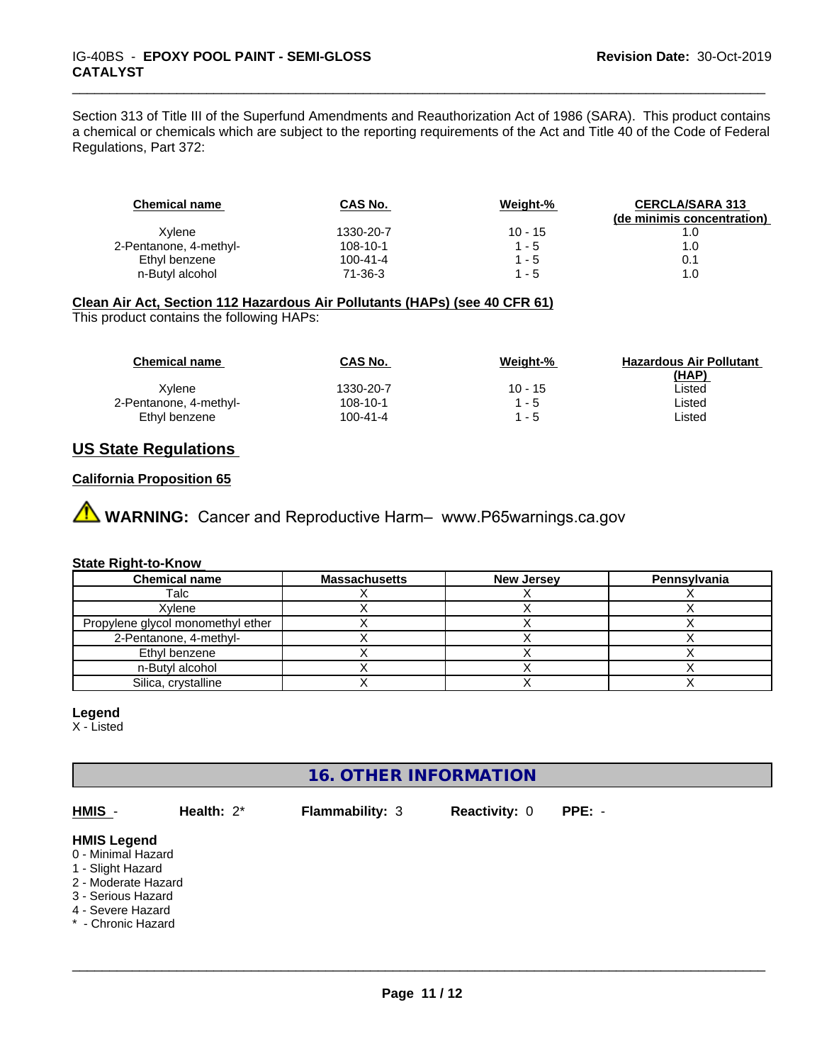Section 313 of Title III of the Superfund Amendments and Reauthorization Act of 1986 (SARA). This product contains a chemical or chemicals which are subject to the reporting requirements of the Act and Title 40 of the Code of Federal Regulations, Part 372:

| Chemical name | CAS No. | Weight-% | CERCLA/SARA 313 (de minimis concentration) |
|---|---|---|---|
| Xylene | 1330-20-7 | 10 - 15 | 1.0 |
| 2-Pentanone, 4-methyl- | 108-10-1 | 1 - 5 | 1.0 |
| Ethyl benzene | 100-41-4 | 1 - 5 | 0.1 |
| n-Butyl alcohol | 71-36-3 | 1 - 5 | 1.0 |

**Clean Air Act, Section 112 Hazardous Air Pollutants (HAPs) (see 40 CFR 61)**

This product contains the following HAPs:

| Chemical name | CAS No. | Weight-% | Hazardous Air Pollutant (HAP) |
|---|---|---|---|
| Xylene | 1330-20-7 | 10 - 15 | Listed |
| 2-Pentanone, 4-methyl- | 108-10-1 | 1 - 5 | Listed |
| Ethyl benzene | 100-41-4 | 1 - 5 | Listed |

## US State Regulations

**California Proposition 65**

⚠ **WARNING:** Cancer and Reproductive Harm– www.P65warnings.ca.gov

**State Right-to-Know**

| Chemical name | Massachusetts | New Jersey | Pennsylvania |
|---|---|---|---|
| Talc | X | X | X |
| Xylene | X | X | X |
| Propylene glycol monomethyl ether | X | X | X |
| 2-Pentanone, 4-methyl- | X | X | X |
| Ethyl benzene | X | X | X |
| n-Butyl alcohol | X | X | X |
| Silica, crystalline | X | X | X |

**Legend**

X - Listed

## 16. OTHER INFORMATION

**HMIS** - **Health:** 2* **Flammability:** 3 **Reactivity:** 0 **PPE:** -

**HMIS Legend**

0 - Minimal Hazard
1 - Slight Hazard
2 - Moderate Hazard
3 - Serious Hazard
4 - Severe Hazard
* - Chronic Hazard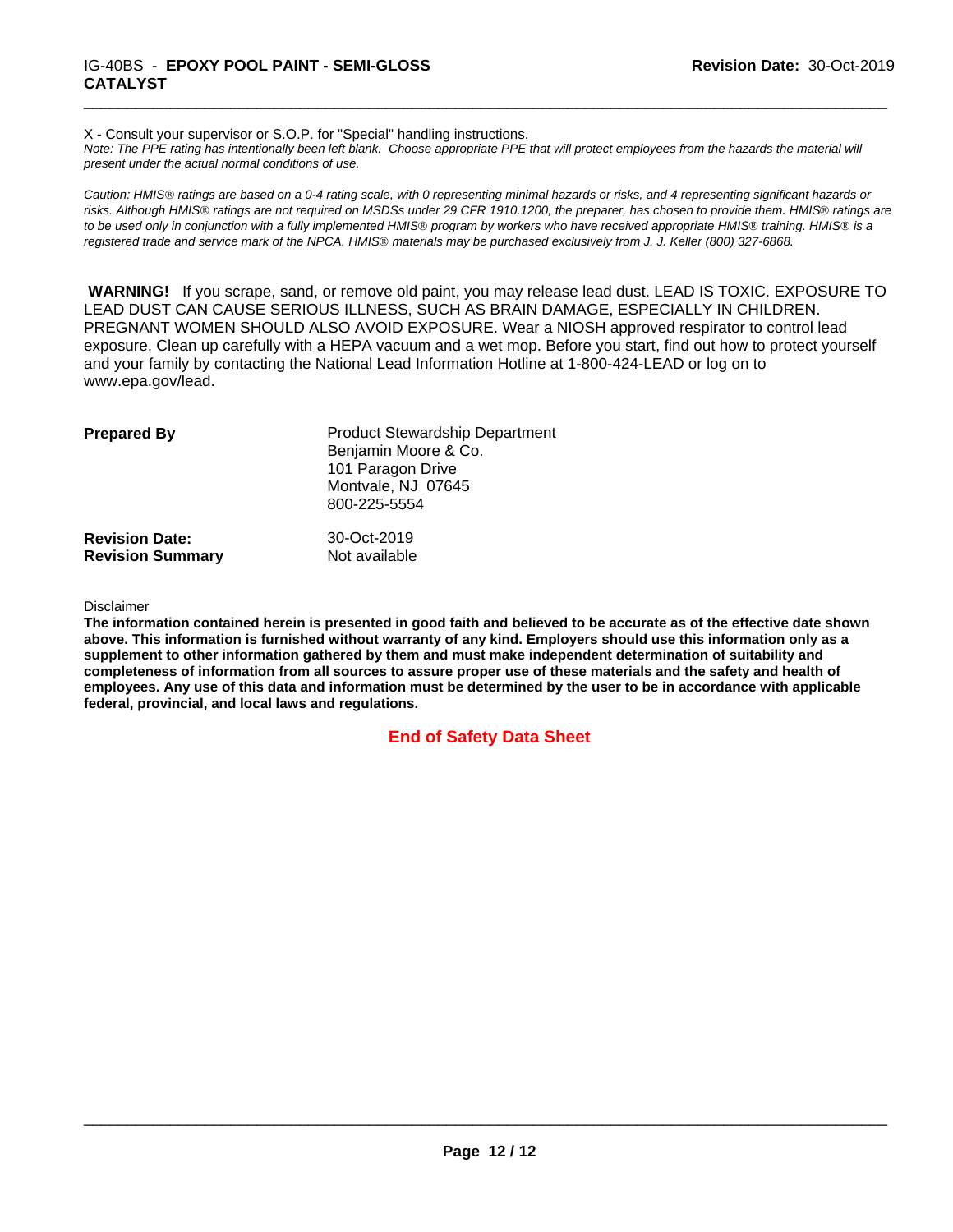X - Consult your supervisor or S.O.P. for "Special" handling instructions.

*Note: The PPE rating has intentionally been left blank. Choose appropriate PPE that will protect employees from the hazards the material will present under the actual normal conditions of use.*

*Caution: HMIS® ratings are based on a 0-4 rating scale, with 0 representing minimal hazards or risks, and 4 representing significant hazards or risks. Although HMIS® ratings are not required on MSDSs under 29 CFR 1910.1200, the preparer, has chosen to provide them. HMIS® ratings are to be used only in conjunction with a fully implemented HMIS® program by workers who have received appropriate HMIS® training. HMIS® is a registered trade and service mark of the NPCA. HMIS® materials may be purchased exclusively from J. J. Keller (800) 327-6868.*

**WARNING!** If you scrape, sand, or remove old paint, you may release lead dust. LEAD IS TOXIC. EXPOSURE TO LEAD DUST CAN CAUSE SERIOUS ILLNESS, SUCH AS BRAIN DAMAGE, ESPECIALLY IN CHILDREN. PREGNANT WOMEN SHOULD ALSO AVOID EXPOSURE. Wear a NIOSH approved respirator to control lead exposure. Clean up carefully with a HEPA vacuum and a wet mop. Before you start, find out how to protect yourself and your family by contacting the National Lead Information Hotline at 1-800-424-LEAD or log on to www.epa.gov/lead.

| | |
|---|---|
| **Prepared By** | Product Stewardship Department<br>Benjamin Moore & Co.<br>101 Paragon Drive<br>Montvale, NJ 07645<br>800-225-5554 |
| **Revision Date:** | 30-Oct-2019 |
| **Revision Summary** | Not available |

Disclaimer

**The information contained herein is presented in good faith and believed to be accurate as of the effective date shown above. This information is furnished without warranty of any kind. Employers should use this information only as a supplement to other information gathered by them and must make independent determination of suitability and completeness of information from all sources to assure proper use of these materials and the safety and health of employees. Any use of this data and information must be determined by the user to be in accordance with applicable federal, provincial, and local laws and regulations.**

**End of Safety Data Sheet**